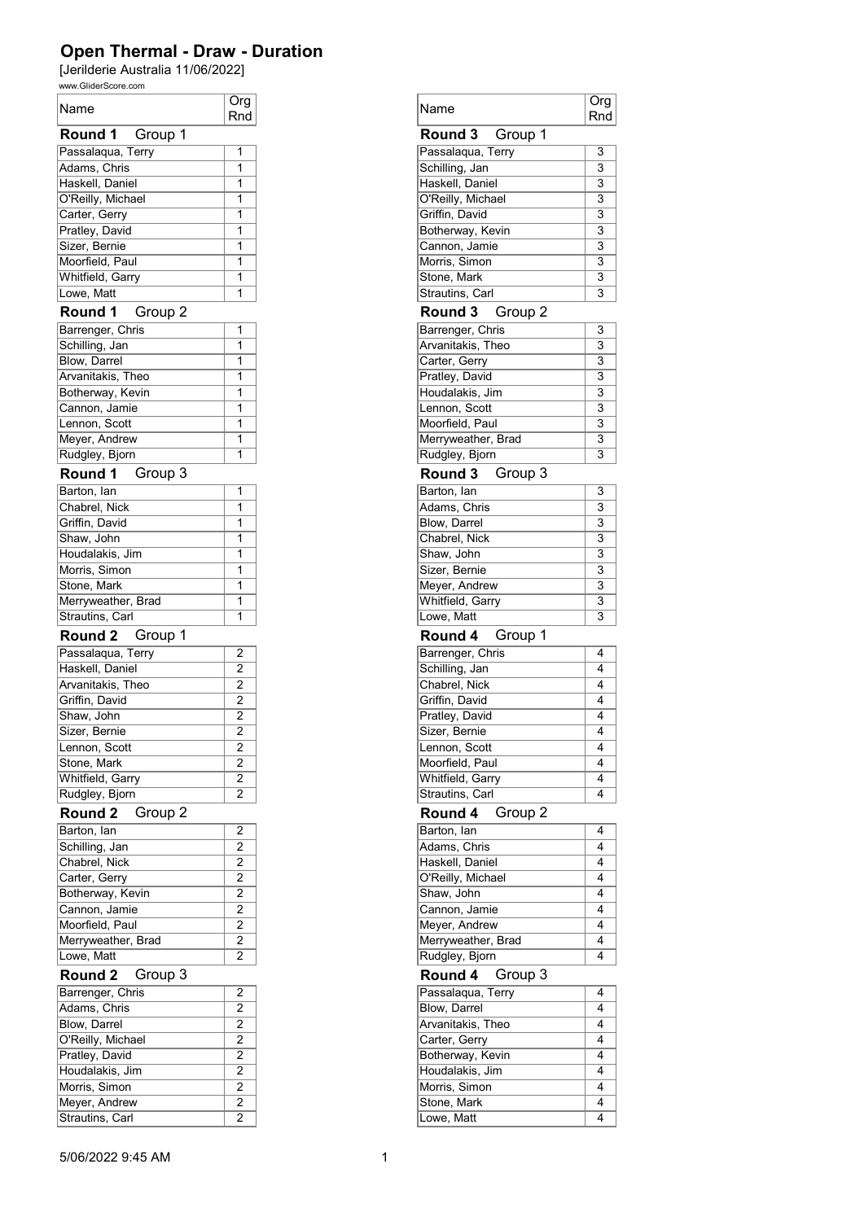# Open Thermal - Draw - Duration

[Jerilderie Australia 11/06/2022]

www.GliderScore.com

### Round 1 Group 1

| Name | Org Rnd |
|---|---|
| Passalaqua, Terry | 1 |
| Adams, Chris | 1 |
| Haskell, Daniel | 1 |
| O'Reilly, Michael | 1 |
| Carter, Gerry | 1 |
| Pratley, David | 1 |
| Sizer, Bernie | 1 |
| Moorfield, Paul | 1 |
| Whitfield, Garry | 1 |
| Lowe, Matt | 1 |

### Round 1 Group 2

| Name | Org Rnd |
|---|---|
| Barrenger, Chris | 1 |
| Schilling, Jan | 1 |
| Blow, Darrel | 1 |
| Arvanitakis, Theo | 1 |
| Botherway, Kevin | 1 |
| Cannon, Jamie | 1 |
| Lennon, Scott | 1 |
| Meyer, Andrew | 1 |
| Rudgley, Bjorn | 1 |

### Round 1 Group 3

| Name | Org Rnd |
|---|---|
| Barton, Ian | 1 |
| Chabrel, Nick | 1 |
| Griffin, David | 1 |
| Shaw, John | 1 |
| Houdalakis, Jim | 1 |
| Morris, Simon | 1 |
| Stone, Mark | 1 |
| Merryweather, Brad | 1 |
| Strautins, Carl | 1 |

### Round 2 Group 1

| Name | Org Rnd |
|---|---|
| Passalaqua, Terry | 2 |
| Haskell, Daniel | 2 |
| Arvanitakis, Theo | 2 |
| Griffin, David | 2 |
| Shaw, John | 2 |
| Sizer, Bernie | 2 |
| Lennon, Scott | 2 |
| Stone, Mark | 2 |
| Whitfield, Garry | 2 |
| Rudgley, Bjorn | 2 |

### Round 2 Group 2

| Name | Org Rnd |
|---|---|
| Barton, Ian | 2 |
| Schilling, Jan | 2 |
| Chabrel, Nick | 2 |
| Carter, Gerry | 2 |
| Botherway, Kevin | 2 |
| Cannon, Jamie | 2 |
| Moorfield, Paul | 2 |
| Merryweather, Brad | 2 |
| Lowe, Matt | 2 |

### Round 2 Group 3

| Name | Org Rnd |
|---|---|
| Barrenger, Chris | 2 |
| Adams, Chris | 2 |
| Blow, Darrel | 2 |
| O'Reilly, Michael | 2 |
| Pratley, David | 2 |
| Houdalakis, Jim | 2 |
| Morris, Simon | 2 |
| Meyer, Andrew | 2 |
| Strautins, Carl | 2 |

### Round 3 Group 1

| Name | Org Rnd |
|---|---|
| Passalaqua, Terry | 3 |
| Schilling, Jan | 3 |
| Haskell, Daniel | 3 |
| O'Reilly, Michael | 3 |
| Griffin, David | 3 |
| Botherway, Kevin | 3 |
| Cannon, Jamie | 3 |
| Morris, Simon | 3 |
| Stone, Mark | 3 |
| Strautins, Carl | 3 |

### Round 3 Group 2

| Name | Org Rnd |
|---|---|
| Barrenger, Chris | 3 |
| Arvanitakis, Theo | 3 |
| Carter, Gerry | 3 |
| Pratley, David | 3 |
| Houdalakis, Jim | 3 |
| Lennon, Scott | 3 |
| Moorfield, Paul | 3 |
| Merryweather, Brad | 3 |
| Rudgley, Bjorn | 3 |

### Round 3 Group 3

| Name | Org Rnd |
|---|---|
| Barton, Ian | 3 |
| Adams, Chris | 3 |
| Blow, Darrel | 3 |
| Chabrel, Nick | 3 |
| Shaw, John | 3 |
| Sizer, Bernie | 3 |
| Meyer, Andrew | 3 |
| Whitfield, Garry | 3 |
| Lowe, Matt | 3 |

### Round 4 Group 1

| Name | Org Rnd |
|---|---|
| Barrenger, Chris | 4 |
| Schilling, Jan | 4 |
| Chabrel, Nick | 4 |
| Griffin, David | 4 |
| Pratley, David | 4 |
| Sizer, Bernie | 4 |
| Lennon, Scott | 4 |
| Moorfield, Paul | 4 |
| Whitfield, Garry | 4 |
| Strautins, Carl | 4 |

### Round 4 Group 2

| Name | Org Rnd |
|---|---|
| Barton, Ian | 4 |
| Adams, Chris | 4 |
| Haskell, Daniel | 4 |
| O'Reilly, Michael | 4 |
| Shaw, John | 4 |
| Cannon, Jamie | 4 |
| Meyer, Andrew | 4 |
| Merryweather, Brad | 4 |
| Rudgley, Bjorn | 4 |

### Round 4 Group 3

| Name | Org Rnd |
|---|---|
| Passalaqua, Terry | 4 |
| Blow, Darrel | 4 |
| Arvanitakis, Theo | 4 |
| Carter, Gerry | 4 |
| Botherway, Kevin | 4 |
| Houdalakis, Jim | 4 |
| Morris, Simon | 4 |
| Stone, Mark | 4 |
| Lowe, Matt | 4 |

5/06/2022 9:45 AM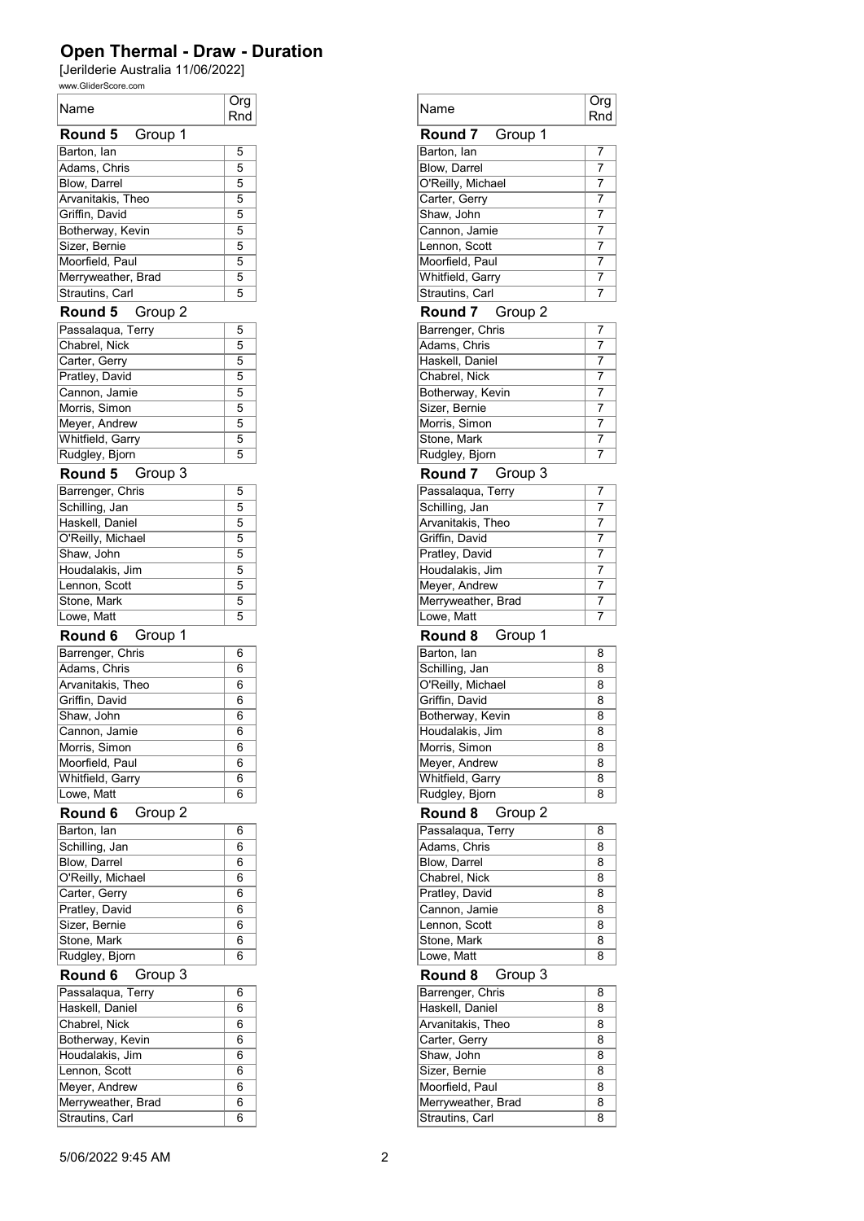# Open Thermal - Draw - Duration

[Jerilderie Australia 11/06/2022]

www.GliderScore.com

**Round 5 Group 1**

| Name | Org Rnd |
|---|---|
| Barton, Ian | 5 |
| Adams, Chris | 5 |
| Blow, Darrel | 5 |
| Arvanitakis, Theo | 5 |
| Griffin, David | 5 |
| Botherway, Kevin | 5 |
| Sizer, Bernie | 5 |
| Moorfield, Paul | 5 |
| Merryweather, Brad | 5 |
| Strautins, Carl | 5 |

**Round 5 Group 2**

| Name | Org Rnd |
|---|---|
| Passalaqua, Terry | 5 |
| Chabrel, Nick | 5 |
| Carter, Gerry | 5 |
| Pratley, David | 5 |
| Cannon, Jamie | 5 |
| Morris, Simon | 5 |
| Meyer, Andrew | 5 |
| Whitfield, Garry | 5 |
| Rudgley, Bjorn | 5 |

**Round 5 Group 3**

| Name | Org Rnd |
|---|---|
| Barrenger, Chris | 5 |
| Schilling, Jan | 5 |
| Haskell, Daniel | 5 |
| O'Reilly, Michael | 5 |
| Shaw, John | 5 |
| Houdalakis, Jim | 5 |
| Lennon, Scott | 5 |
| Stone, Mark | 5 |
| Lowe, Matt | 5 |

**Round 6 Group 1**

| Name | Org Rnd |
|---|---|
| Barrenger, Chris | 6 |
| Adams, Chris | 6 |
| Arvanitakis, Theo | 6 |
| Griffin, David | 6 |
| Shaw, John | 6 |
| Cannon, Jamie | 6 |
| Morris, Simon | 6 |
| Moorfield, Paul | 6 |
| Whitfield, Garry | 6 |
| Lowe, Matt | 6 |

**Round 6 Group 2**

| Name | Org Rnd |
|---|---|
| Barton, Ian | 6 |
| Schilling, Jan | 6 |
| Blow, Darrel | 6 |
| O'Reilly, Michael | 6 |
| Carter, Gerry | 6 |
| Pratley, David | 6 |
| Sizer, Bernie | 6 |
| Stone, Mark | 6 |
| Rudgley, Bjorn | 6 |

**Round 6 Group 3**

| Name | Org Rnd |
|---|---|
| Passalaqua, Terry | 6 |
| Haskell, Daniel | 6 |
| Chabrel, Nick | 6 |
| Botherway, Kevin | 6 |
| Houdalakis, Jim | 6 |
| Lennon, Scott | 6 |
| Meyer, Andrew | 6 |
| Merryweather, Brad | 6 |
| Strautins, Carl | 6 |

**Round 7 Group 1**

| Name | Org Rnd |
|---|---|
| Barton, Ian | 7 |
| Blow, Darrel | 7 |
| O'Reilly, Michael | 7 |
| Carter, Gerry | 7 |
| Shaw, John | 7 |
| Cannon, Jamie | 7 |
| Lennon, Scott | 7 |
| Moorfield, Paul | 7 |
| Whitfield, Garry | 7 |
| Strautins, Carl | 7 |

**Round 7 Group 2**

| Name | Org Rnd |
|---|---|
| Barrenger, Chris | 7 |
| Adams, Chris | 7 |
| Haskell, Daniel | 7 |
| Chabrel, Nick | 7 |
| Botherway, Kevin | 7 |
| Sizer, Bernie | 7 |
| Morris, Simon | 7 |
| Stone, Mark | 7 |
| Rudgley, Bjorn | 7 |

**Round 7 Group 3**

| Name | Org Rnd |
|---|---|
| Passalaqua, Terry | 7 |
| Schilling, Jan | 7 |
| Arvanitakis, Theo | 7 |
| Griffin, David | 7 |
| Pratley, David | 7 |
| Houdalakis, Jim | 7 |
| Meyer, Andrew | 7 |
| Merryweather, Brad | 7 |
| Lowe, Matt | 7 |

**Round 8 Group 1**

| Name | Org Rnd |
|---|---|
| Barton, Ian | 8 |
| Schilling, Jan | 8 |
| O'Reilly, Michael | 8 |
| Griffin, David | 8 |
| Botherway, Kevin | 8 |
| Houdalakis, Jim | 8 |
| Morris, Simon | 8 |
| Meyer, Andrew | 8 |
| Whitfield, Garry | 8 |
| Rudgley, Bjorn | 8 |

**Round 8 Group 2**

| Name | Org Rnd |
|---|---|
| Passalaqua, Terry | 8 |
| Adams, Chris | 8 |
| Blow, Darrel | 8 |
| Chabrel, Nick | 8 |
| Pratley, David | 8 |
| Cannon, Jamie | 8 |
| Lennon, Scott | 8 |
| Stone, Mark | 8 |
| Lowe, Matt | 8 |

**Round 8 Group 3**

| Name | Org Rnd |
|---|---|
| Barrenger, Chris | 8 |
| Haskell, Daniel | 8 |
| Arvanitakis, Theo | 8 |
| Carter, Gerry | 8 |
| Shaw, John | 8 |
| Sizer, Bernie | 8 |
| Moorfield, Paul | 8 |
| Merryweather, Brad | 8 |
| Strautins, Carl | 8 |

5/06/2022 9:45 AM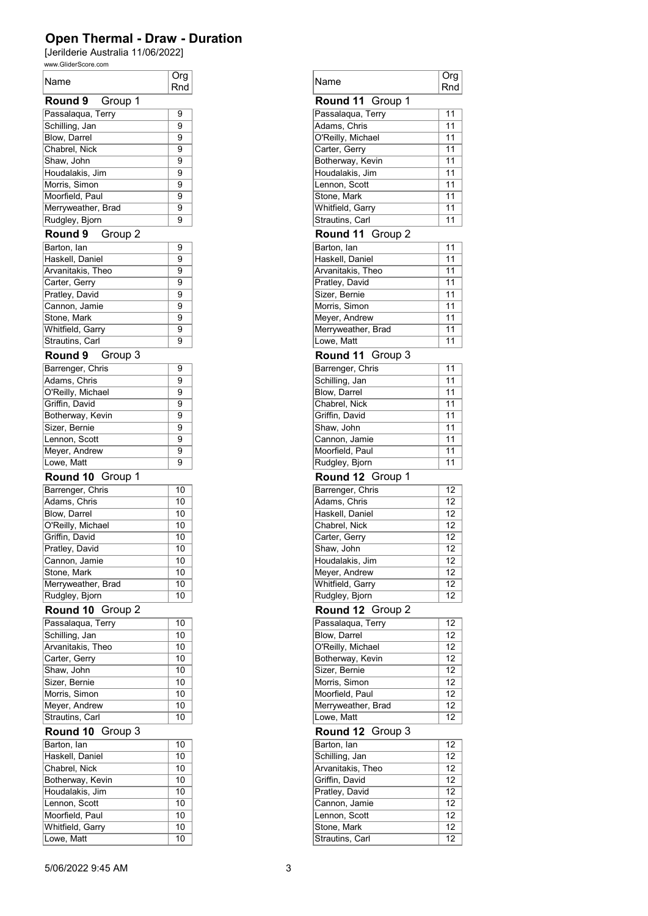# Open Thermal - Draw - Duration

[Jerilderie Australia 11/06/2022]

www.GliderScore.com

| Name | Org Rnd |
|---|---|
| **Round 9 Group 1** | |
| Passalaqua, Terry | 9 |
| Schilling, Jan | 9 |
| Blow, Darrel | 9 |
| Chabrel, Nick | 9 |
| Shaw, John | 9 |
| Houdalakis, Jim | 9 |
| Morris, Simon | 9 |
| Moorfield, Paul | 9 |
| Merryweather, Brad | 9 |
| Rudgley, Bjorn | 9 |
| **Round 9 Group 2** | |
| Barton, Ian | 9 |
| Haskell, Daniel | 9 |
| Arvanitakis, Theo | 9 |
| Carter, Gerry | 9 |
| Pratley, David | 9 |
| Cannon, Jamie | 9 |
| Stone, Mark | 9 |
| Whitfield, Garry | 9 |
| Strautins, Carl | 9 |
| **Round 9 Group 3** | |
| Barrenger, Chris | 9 |
| Adams, Chris | 9 |
| O'Reilly, Michael | 9 |
| Griffin, David | 9 |
| Botherway, Kevin | 9 |
| Sizer, Bernie | 9 |
| Lennon, Scott | 9 |
| Meyer, Andrew | 9 |
| Lowe, Matt | 9 |
| **Round 10 Group 1** | |
| Barrenger, Chris | 10 |
| Adams, Chris | 10 |
| Blow, Darrel | 10 |
| O'Reilly, Michael | 10 |
| Griffin, David | 10 |
| Pratley, David | 10 |
| Cannon, Jamie | 10 |
| Stone, Mark | 10 |
| Merryweather, Brad | 10 |
| Rudgley, Bjorn | 10 |
| **Round 10 Group 2** | |
| Passalaqua, Terry | 10 |
| Schilling, Jan | 10 |
| Arvanitakis, Theo | 10 |
| Carter, Gerry | 10 |
| Shaw, John | 10 |
| Sizer, Bernie | 10 |
| Morris, Simon | 10 |
| Meyer, Andrew | 10 |
| Strautins, Carl | 10 |
| **Round 10 Group 3** | |
| Barton, Ian | 10 |
| Haskell, Daniel | 10 |
| Chabrel, Nick | 10 |
| Botherway, Kevin | 10 |
| Houdalakis, Jim | 10 |
| Lennon, Scott | 10 |
| Moorfield, Paul | 10 |
| Whitfield, Garry | 10 |
| Lowe, Matt | 10 |

| Name | Org Rnd |
|---|---|
| **Round 11 Group 1** | |
| Passalaqua, Terry | 11 |
| Adams, Chris | 11 |
| O'Reilly, Michael | 11 |
| Carter, Gerry | 11 |
| Botherway, Kevin | 11 |
| Houdalakis, Jim | 11 |
| Lennon, Scott | 11 |
| Stone, Mark | 11 |
| Whitfield, Garry | 11 |
| Strautins, Carl | 11 |
| **Round 11 Group 2** | |
| Barton, Ian | 11 |
| Haskell, Daniel | 11 |
| Arvanitakis, Theo | 11 |
| Pratley, David | 11 |
| Sizer, Bernie | 11 |
| Morris, Simon | 11 |
| Meyer, Andrew | 11 |
| Merryweather, Brad | 11 |
| Lowe, Matt | 11 |
| **Round 11 Group 3** | |
| Barrenger, Chris | 11 |
| Schilling, Jan | 11 |
| Blow, Darrel | 11 |
| Chabrel, Nick | 11 |
| Griffin, David | 11 |
| Shaw, John | 11 |
| Cannon, Jamie | 11 |
| Moorfield, Paul | 11 |
| Rudgley, Bjorn | 11 |
| **Round 12 Group 1** | |
| Barrenger, Chris | 12 |
| Adams, Chris | 12 |
| Haskell, Daniel | 12 |
| Chabrel, Nick | 12 |
| Carter, Gerry | 12 |
| Shaw, John | 12 |
| Houdalakis, Jim | 12 |
| Meyer, Andrew | 12 |
| Whitfield, Garry | 12 |
| Rudgley, Bjorn | 12 |
| **Round 12 Group 2** | |
| Passalaqua, Terry | 12 |
| Blow, Darrel | 12 |
| O'Reilly, Michael | 12 |
| Botherway, Kevin | 12 |
| Sizer, Bernie | 12 |
| Morris, Simon | 12 |
| Moorfield, Paul | 12 |
| Merryweather, Brad | 12 |
| Lowe, Matt | 12 |
| **Round 12 Group 3** | |
| Barton, Ian | 12 |
| Schilling, Jan | 12 |
| Arvanitakis, Theo | 12 |
| Griffin, David | 12 |
| Pratley, David | 12 |
| Cannon, Jamie | 12 |
| Lennon, Scott | 12 |
| Stone, Mark | 12 |
| Strautins, Carl | 12 |

5/06/2022 9:45 AM